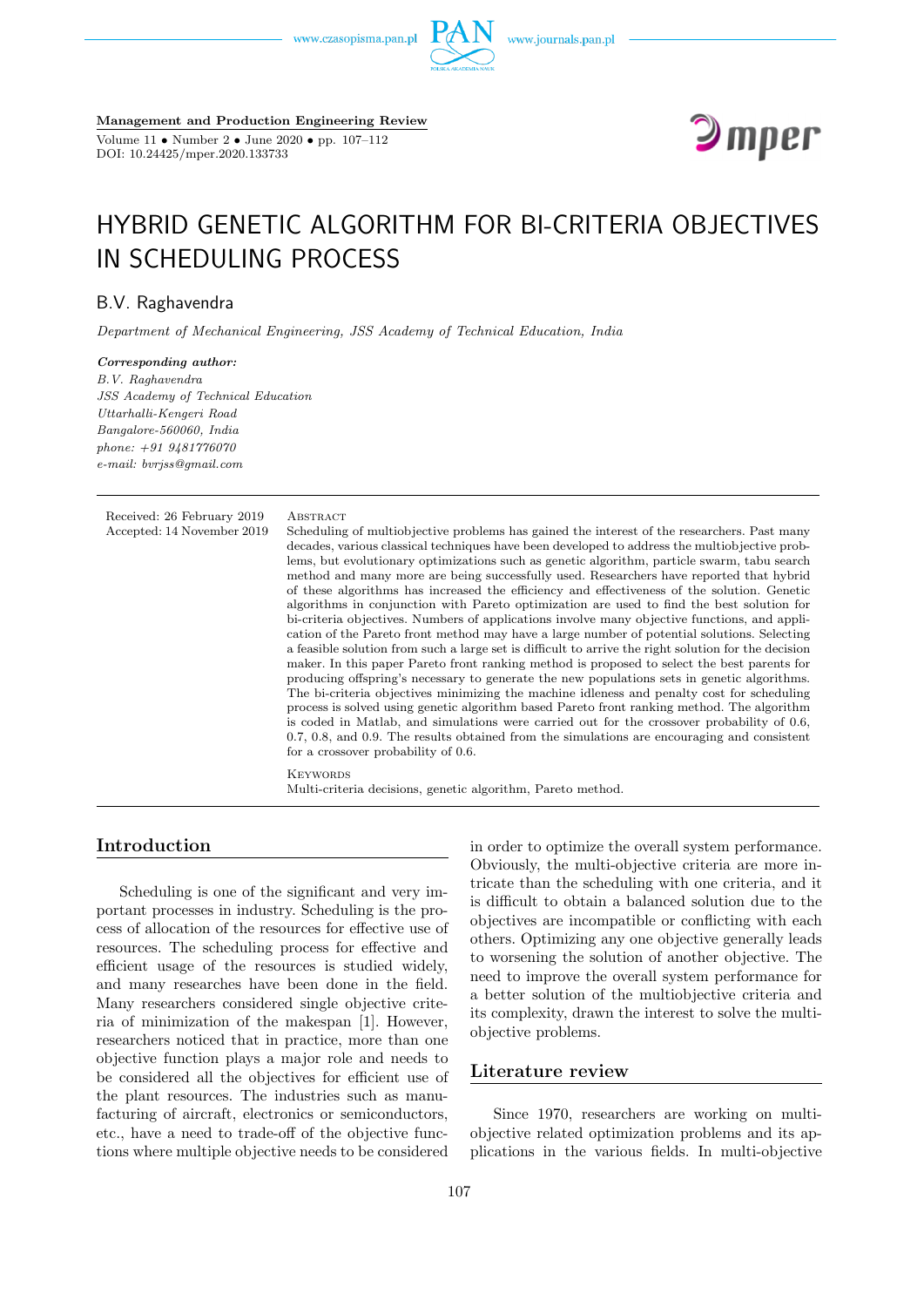**Management and Production Engineering Review**

Volume 11 • Number 2 • June 2020 • pp. 107–112
DOI: 10.24425/mper.2020.133733

# HYBRID GENETIC ALGORITHM FOR BI-CRITERIA OBJECTIVES IN SCHEDULING PROCESS

B.V. Raghavendra

*Department of Mechanical Engineering, JSS Academy of Technical Education, India*

***Corresponding author:***
*B.V. Raghavendra*
*JSS Academy of Technical Education*
*Uttarhalli-Kengeri Road*
*Bangalore-560060, India*
*phone: +91 9481776070*
*e-mail: bvrjss@gmail.com*

Received: 26 February 2019
Accepted: 14 November 2019

Abstract

Scheduling of multiobjective problems has gained the interest of the researchers. Past many decades, various classical techniques have been developed to address the multiobjective problems, but evolutionary optimizations such as genetic algorithm, particle swarm, tabu search method and many more are being successfully used. Researchers have reported that hybrid of these algorithms has increased the efficiency and effectiveness of the solution. Genetic algorithms in conjunction with Pareto optimization are used to find the best solution for bi-criteria objectives. Numbers of applications involve many objective functions, and application of the Pareto front method may have a large number of potential solutions. Selecting a feasible solution from such a large set is difficult to arrive the right solution for the decision maker. In this paper Pareto front ranking method is proposed to select the best parents for producing offspring's necessary to generate the new populations sets in genetic algorithms. The bi-criteria objectives minimizing the machine idleness and penalty cost for scheduling process is solved using genetic algorithm based Pareto front ranking method. The algorithm is coded in Matlab, and simulations were carried out for the crossover probability of 0.6, 0.7, 0.8, and 0.9. The results obtained from the simulations are encouraging and consistent for a crossover probability of 0.6.

Keywords

Multi-criteria decisions, genetic algorithm, Pareto method.

## Introduction

Scheduling is one of the significant and very important processes in industry. Scheduling is the process of allocation of the resources for effective use of resources. The scheduling process for effective and efficient usage of the resources is studied widely, and many researches have been done in the field. Many researchers considered single objective criteria of minimization of the makespan [1]. However, researchers noticed that in practice, more than one objective function plays a major role and needs to be considered all the objectives for efficient use of the plant resources. The industries such as manufacturing of aircraft, electronics or semiconductors, etc., have a need to trade-off of the objective functions where multiple objective needs to be considered in order to optimize the overall system performance. Obviously, the multi-objective criteria are more intricate than the scheduling with one criteria, and it is difficult to obtain a balanced solution due to the objectives are incompatible or conflicting with each others. Optimizing any one objective generally leads to worsening the solution of another objective. The need to improve the overall system performance for a better solution of the multiobjective criteria and its complexity, drawn the interest to solve the multiobjective problems.

## Literature review

Since 1970, researchers are working on multiobjective related optimization problems and its applications in the various fields. In multi-objective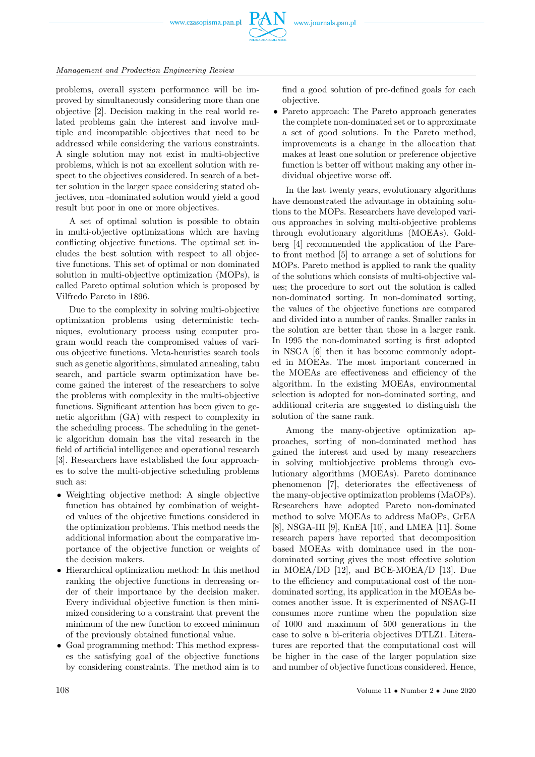problems, overall system performance will be improved by simultaneously considering more than one objective [2]. Decision making in the real world related problems gain the interest and involve multiple and incompatible objectives that need to be addressed while considering the various constraints. A single solution may not exist in multi-objective problems, which is not an excellent solution with respect to the objectives considered. In search of a better solution in the larger space considering stated objectives, non -dominated solution would yield a good result but poor in one or more objectives.

A set of optimal solution is possible to obtain in multi-objective optimizations which are having conflicting objective functions. The optimal set includes the best solution with respect to all objective functions. This set of optimal or non dominated solution in multi-objective optimization (MOPs), is called Pareto optimal solution which is proposed by Vilfredo Pareto in 1896.

Due to the complexity in solving multi-objective optimization problems using deterministic techniques, evolutionary process using computer program would reach the compromised values of various objective functions. Meta-heuristics search tools such as genetic algorithms, simulated annealing, tabu search, and particle swarm optimization have become gained the interest of the researchers to solve the problems with complexity in the multi-objective functions. Significant attention has been given to genetic algorithm (GA) with respect to complexity in the scheduling process. The scheduling in the genetic algorithm domain has the vital research in the field of artificial intelligence and operational research [3]. Researchers have established the four approaches to solve the multi-objective scheduling problems such as:

- Weighting objective method: A single objective function has obtained by combination of weighted values of the objective functions considered in the optimization problems. This method needs the additional information about the comparative importance of the objective function or weights of the decision makers.
- Hierarchical optimization method: In this method ranking the objective functions in decreasing order of their importance by the decision maker. Every individual objective function is then minimized considering to a constraint that prevent the minimum of the new function to exceed minimum of the previously obtained functional value.
- Goal programming method: This method expresses the satisfying goal of the objective functions by considering constraints. The method aim is to find a good solution of pre-defined goals for each objective.
- Pareto approach: The Pareto approach generates the complete non-dominated set or to approximate a set of good solutions. In the Pareto method, improvements is a change in the allocation that makes at least one solution or preference objective function is better off without making any other individual objective worse off.

In the last twenty years, evolutionary algorithms have demonstrated the advantage in obtaining solutions to the MOPs. Researchers have developed various approaches in solving multi-objective problems through evolutionary algorithms (MOEAs). Goldberg [4] recommended the application of the Pareto front method [5] to arrange a set of solutions for MOPs. Pareto method is applied to rank the quality of the solutions which consists of multi-objective values; the procedure to sort out the solution is called non-dominated sorting. In non-dominated sorting, the values of the objective functions are compared and divided into a number of ranks. Smaller ranks in the solution are better than those in a larger rank. In 1995 the non-dominated sorting is first adopted in NSGA [6] then it has become commonly adopted in MOEAs. The most important concerned in the MOEAs are effectiveness and efficiency of the algorithm. In the existing MOEAs, environmental selection is adopted for non-dominated sorting, and additional criteria are suggested to distinguish the solution of the same rank.

Among the many-objective optimization approaches, sorting of non-dominated method has gained the interest and used by many researchers in solving multiobjective problems through evolutionary algorithms (MOEAs). Pareto dominance phenomenon [7], deteriorates the effectiveness of the many-objective optimization problems (MaOPs). Researchers have adopted Pareto non-dominated method to solve MOEAs to address MaOPs, GrEA [8], NSGA-III [9], KnEA [10], and LMEA [11]. Some research papers have reported that decomposition based MOEAs with dominance used in the non-dominated sorting gives the most effective solution in MOEA/DD [12], and BCE-MOEA/D [13]. Due to the efficiency and computational cost of the non-dominated sorting, its application in the MOEAs becomes another issue. It is experimented of NSAG-II consumes more runtime when the population size of 1000 and maximum of 500 generations in the case to solve a bi-criteria objectives DTLZ1. Literatures are reported that the computational cost will be higher in the case of the larger population size and number of objective functions considered. Hence,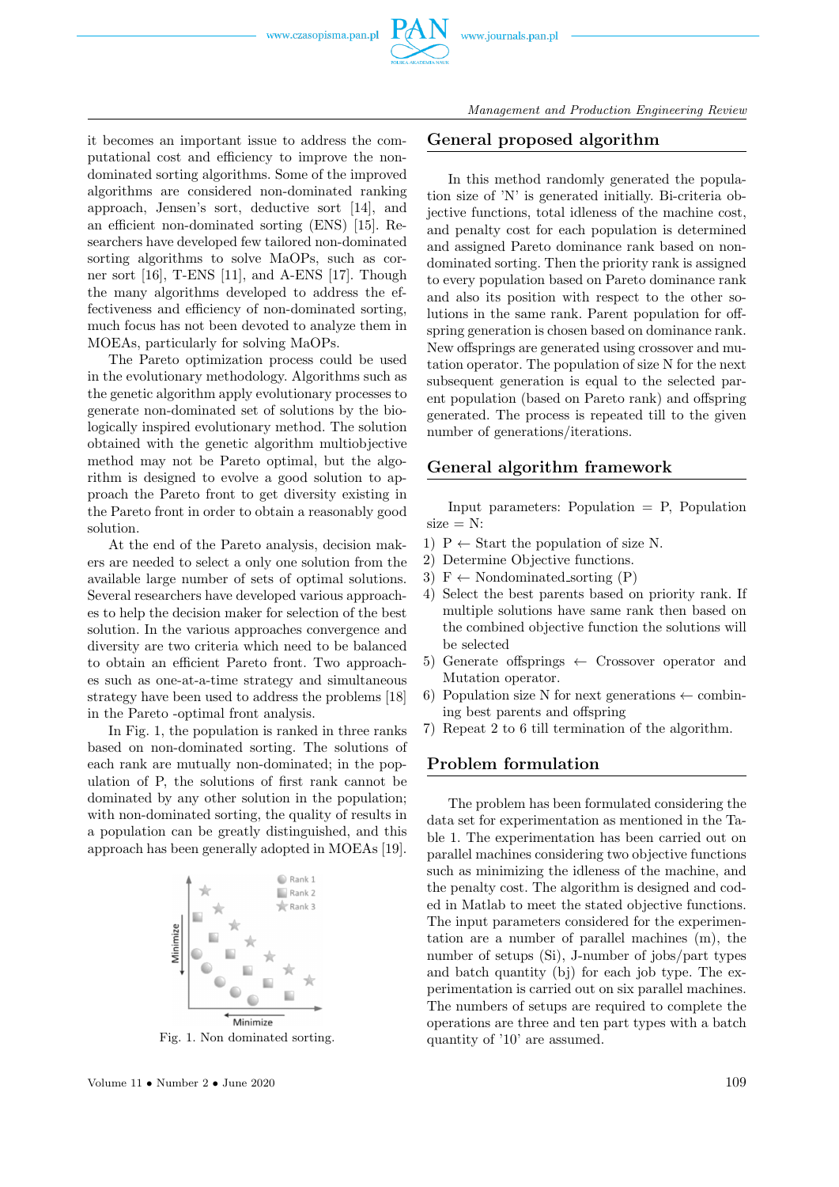it becomes an important issue to address the computational cost and efficiency to improve the non-dominated sorting algorithms. Some of the improved algorithms are considered non-dominated ranking approach, Jensen's sort, deductive sort [14], and an efficient non-dominated sorting (ENS) [15]. Researchers have developed few tailored non-dominated sorting algorithms to solve MaOPs, such as corner sort [16], T-ENS [11], and A-ENS [17]. Though the many algorithms developed to address the effectiveness and efficiency of non-dominated sorting, much focus has not been devoted to analyze them in MOEAs, particularly for solving MaOPs.

The Pareto optimization process could be used in the evolutionary methodology. Algorithms such as the genetic algorithm apply evolutionary processes to generate non-dominated set of solutions by the biologically inspired evolutionary method. The solution obtained with the genetic algorithm multiobjective method may not be Pareto optimal, but the algorithm is designed to evolve a good solution to approach the Pareto front to get diversity existing in the Pareto front in order to obtain a reasonably good solution.

At the end of the Pareto analysis, decision makers are needed to select a only one solution from the available large number of sets of optimal solutions. Several researchers have developed various approaches to help the decision maker for selection of the best solution. In the various approaches convergence and diversity are two criteria which need to be balanced to obtain an efficient Pareto front. Two approaches such as one-at-a-time strategy and simultaneous strategy have been used to address the problems [18] in the Pareto -optimal front analysis.

In Fig. 1, the population is ranked in three ranks based on non-dominated sorting. The solutions of each rank are mutually non-dominated; in the population of P, the solutions of first rank cannot be dominated by any other solution in the population; with non-dominated sorting, the quality of results in a population can be greatly distinguished, and this approach has been generally adopted in MOEAs [19].

Fig. 1. Non dominated sorting.

## General proposed algorithm

In this method randomly generated the population size of 'N' is generated initially. Bi-criteria objective functions, total idleness of the machine cost, and penalty cost for each population is determined and assigned Pareto dominance rank based on non-dominated sorting. Then the priority rank is assigned to every population based on Pareto dominance rank and also its position with respect to the other solutions in the same rank. Parent population for offspring generation is chosen based on dominance rank. New offsprings are generated using crossover and mutation operator. The population of size N for the next subsequent generation is equal to the selected parent population (based on Pareto rank) and offspring generated. The process is repeated till to the given number of generations/iterations.

## General algorithm framework

Input parameters: Population = P, Population size = N:

1) P ← Start the population of size N.
2) Determine Objective functions.
3) F ← Nondominated_sorting (P)
4) Select the best parents based on priority rank. If multiple solutions have same rank then based on the combined objective function the solutions will be selected
5) Generate offsprings ← Crossover operator and Mutation operator.
6) Population size N for next generations ← combining best parents and offspring
7) Repeat 2 to 6 till termination of the algorithm.

## Problem formulation

The problem has been formulated considering the data set for experimentation as mentioned in the Table 1. The experimentation has been carried out on parallel machines considering two objective functions such as minimizing the idleness of the machine, and the penalty cost. The algorithm is designed and coded in Matlab to meet the stated objective functions. The input parameters considered for the experimentation are a number of parallel machines (m), the number of setups (Si), J-number of jobs/part types and batch quantity (bj) for each job type. The experimentation is carried out on six parallel machines. The numbers of setups are required to complete the operations are three and ten part types with a batch quantity of '10' are assumed.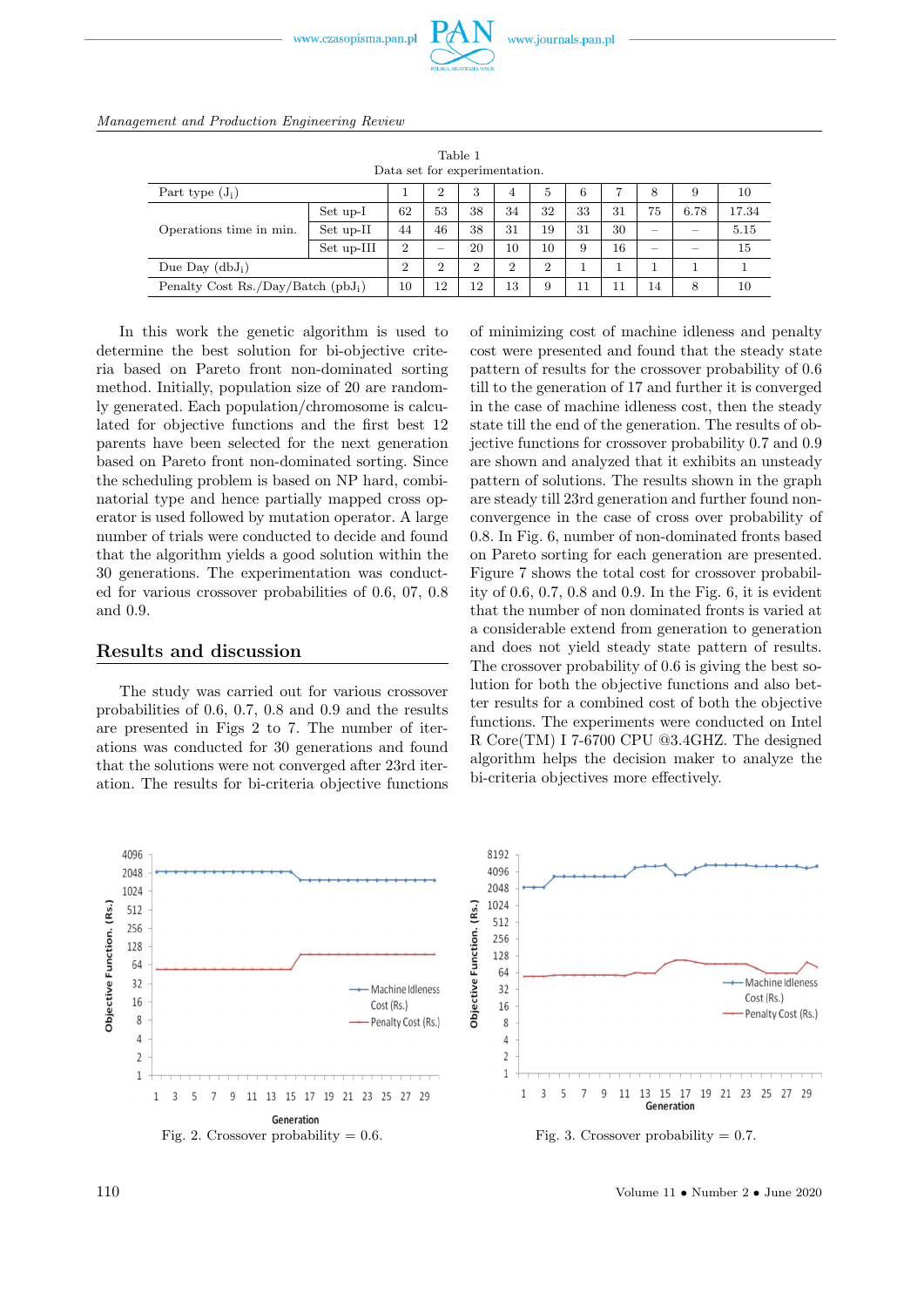Table 1
Data set for experimentation.

| Part type ($J_i$) | | 1 | 2 | 3 | 4 | 5 | 6 | 7 | 8 | 9 | 10 |
|---|---|---|---|---|---|---|---|---|---|---|---|
| Operations time in min. | Set up-I | 62 | 53 | 38 | 34 | 32 | 33 | 31 | 75 | 6.78 | 17.34 |
| | Set up-II | 44 | 46 | 38 | 31 | 19 | 31 | 30 | – | – | 5.15 |
| | Set up-III | 2 | – | 20 | 10 | 10 | 9 | 16 | – | – | 15 |
| Due Day ($dbJ_i$) | | 2 | 2 | 2 | 2 | 2 | 1 | 1 | 1 | 1 | 1 |
| Penalty Cost Rs./Day/Batch ($pbJ_i$) | | 10 | 12 | 12 | 13 | 9 | 11 | 11 | 14 | 8 | 10 |

In this work the genetic algorithm is used to determine the best solution for bi-objective criteria based on Pareto front non-dominated sorting method. Initially, population size of 20 are randomly generated. Each population/chromosome is calculated for objective functions and the first best 12 parents have been selected for the next generation based on Pareto front non-dominated sorting. Since the scheduling problem is based on NP hard, combinatorial type and hence partially mapped cross operator is used followed by mutation operator. A large number of trials were conducted to decide and found that the algorithm yields a good solution within the 30 generations. The experimentation was conducted for various crossover probabilities of 0.6, 07, 0.8 and 0.9.

## Results and discussion

The study was carried out for various crossover probabilities of 0.6, 0.7, 0.8 and 0.9 and the results are presented in Figs 2 to 7. The number of iterations was conducted for 30 generations and found that the solutions were not converged after 23rd iteration. The results for bi-criteria objective functions of minimizing cost of machine idleness and penalty cost were presented and found that the steady state pattern of results for the crossover probability of 0.6 till to the generation of 17 and further it is converged in the case of machine idleness cost, then the steady state till the end of the generation. The results of objective functions for crossover probability 0.7 and 0.9 are shown and analyzed that it exhibits an unsteady pattern of solutions. The results shown in the graph are steady till 23rd generation and further found non-convergence in the case of cross over probability of 0.8. In Fig. 6, number of non-dominated fronts based on Pareto sorting for each generation are presented. Figure 7 shows the total cost for crossover probability of 0.6, 0.7, 0.8 and 0.9. In the Fig. 6, it is evident that the number of non dominated fronts is varied at a considerable extend from generation to generation and does not yield steady state pattern of results. The crossover probability of 0.6 is giving the best solution for both the objective functions and also better results for a combined cost of both the objective functions. The experiments were conducted on Intel R Core(TM) I 7-6700 CPU @3.4GHZ. The designed algorithm helps the decision maker to analyze the bi-criteria objectives more effectively.

Fig. 2. Crossover probability = 0.6.

Fig. 3. Crossover probability = 0.7.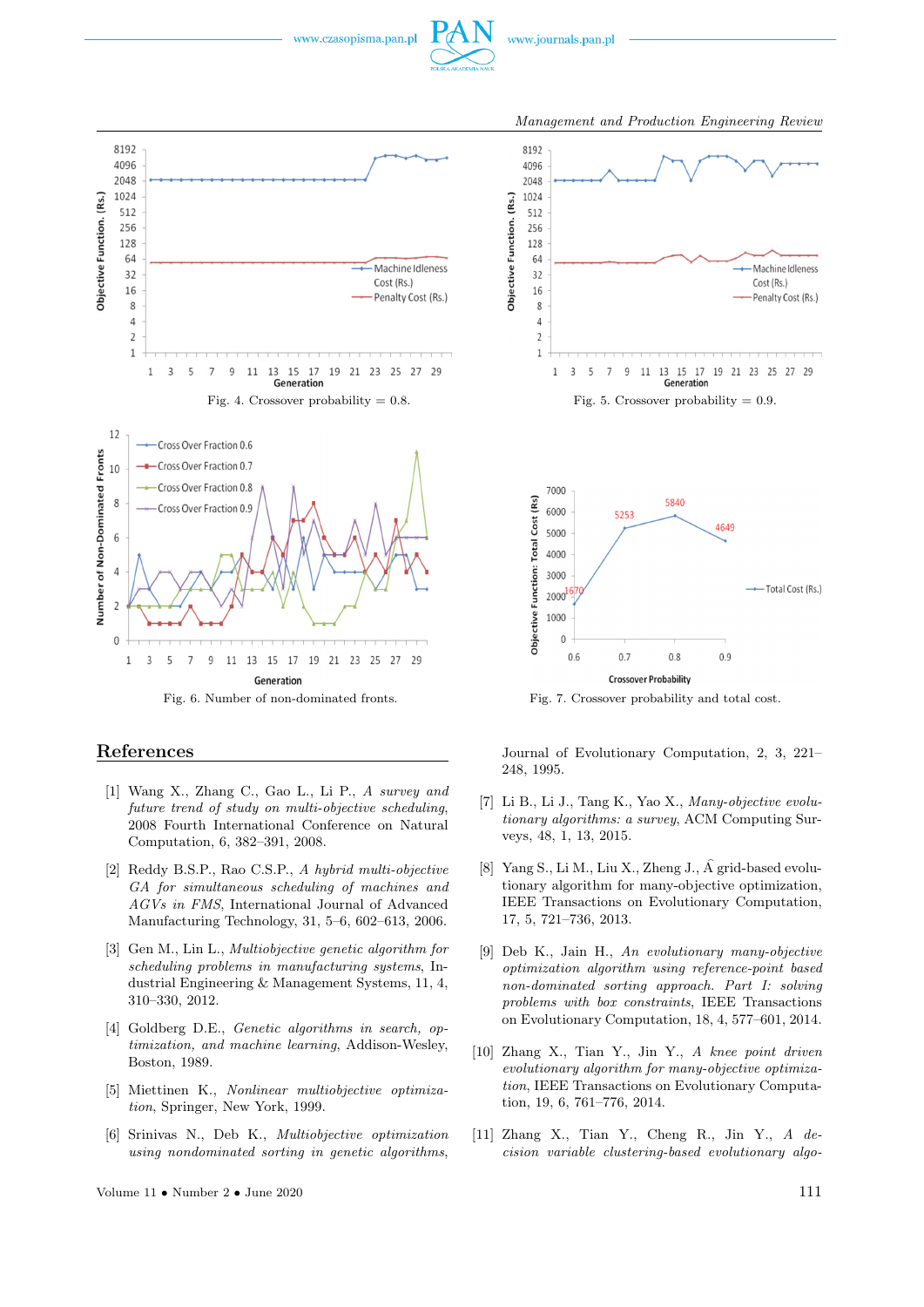Fig. 4. Crossover probability = 0.8.

Fig. 5. Crossover probability = 0.9.

Fig. 6. Number of non-dominated fronts.

Fig. 7. Crossover probability and total cost.

## References

[1] Wang X., Zhang C., Gao L., Li P., *A survey and future trend of study on multi-objective scheduling*, 2008 Fourth International Conference on Natural Computation, 6, 382–391, 2008.

[2] Reddy B.S.P., Rao C.S.P., *A hybrid multi-objective GA for simultaneous scheduling of machines and AGVs in FMS*, International Journal of Advanced Manufacturing Technology, 31, 5–6, 602–613, 2006.

[3] Gen M., Lin L., *Multiobjective genetic algorithm for scheduling problems in manufacturing systems*, Industrial Engineering & Management Systems, 11, 4, 310–330, 2012.

[4] Goldberg D.E., *Genetic algorithms in search, optimization, and machine learning*, Addison-Wesley, Boston, 1989.

[5] Miettinen K., *Nonlinear multiobjective optimization*, Springer, New York, 1999.

[6] Srinivas N., Deb K., *Multiobjective optimization using nondominated sorting in genetic algorithms*, Journal of Evolutionary Computation, 2, 3, 221–248, 1995.

[7] Li B., Li J., Tang K., Yao X., *Many-objective evolutionary algorithms: a survey*, ACM Computing Surveys, 48, 1, 13, 2015.

[8] Yang S., Li M., Liu X., Zheng J., Â grid-based evolutionary algorithm for many-objective optimization, IEEE Transactions on Evolutionary Computation, 17, 5, 721–736, 2013.

[9] Deb K., Jain H., *An evolutionary many-objective optimization algorithm using reference-point based non-dominated sorting approach. Part I: solving problems with box constraints*, IEEE Transactions on Evolutionary Computation, 18, 4, 577–601, 2014.

[10] Zhang X., Tian Y., Jin Y., *A knee point driven evolutionary algorithm for many-objective optimization*, IEEE Transactions on Evolutionary Computation, 19, 6, 761–776, 2014.

[11] Zhang X., Tian Y., Cheng R., Jin Y., *A decision variable clustering-based evolutionary algo-*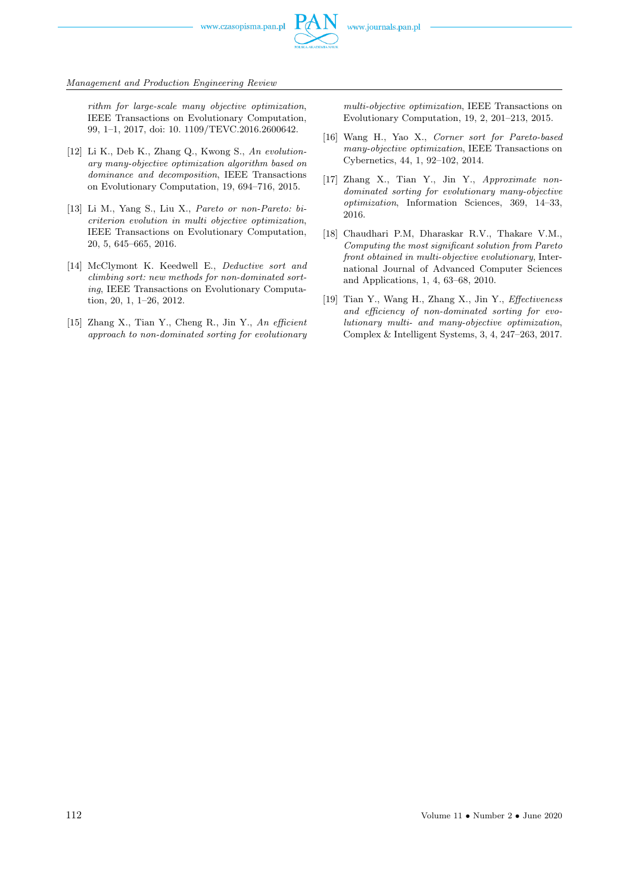*rithm for large-scale many objective optimization*, IEEE Transactions on Evolutionary Computation, 99, 1–1, 2017, doi: 10. 1109/TEVC.2016.2600642.

[12] Li K., Deb K., Zhang Q., Kwong S., *An evolutionary many-objective optimization algorithm based on dominance and decomposition*, IEEE Transactions on Evolutionary Computation, 19, 694–716, 2015.

[13] Li M., Yang S., Liu X., *Pareto or non-Pareto: bi-criterion evolution in multi objective optimization*, IEEE Transactions on Evolutionary Computation, 20, 5, 645–665, 2016.

[14] McClymont K. Keedwell E., *Deductive sort and climbing sort: new methods for non-dominated sorting*, IEEE Transactions on Evolutionary Computation, 20, 1, 1–26, 2012.

[15] Zhang X., Tian Y., Cheng R., Jin Y., *An efficient approach to non-dominated sorting for evolutionary multi-objective optimization*, IEEE Transactions on Evolutionary Computation, 19, 2, 201–213, 2015.

[16] Wang H., Yao X., *Corner sort for Pareto-based many-objective optimization*, IEEE Transactions on Cybernetics, 44, 1, 92–102, 2014.

[17] Zhang X., Tian Y., Jin Y., *Approximate non-dominated sorting for evolutionary many-objective optimization*, Information Sciences, 369, 14–33, 2016.

[18] Chaudhari P.M, Dharaskar R.V., Thakare V.M., *Computing the most significant solution from Pareto front obtained in multi-objective evolutionary*, International Journal of Advanced Computer Sciences and Applications, 1, 4, 63–68, 2010.

[19] Tian Y., Wang H., Zhang X., Jin Y., *Effectiveness and efficiency of non-dominated sorting for evolutionary multi- and many-objective optimization*, Complex & Intelligent Systems, 3, 4, 247–263, 2017.